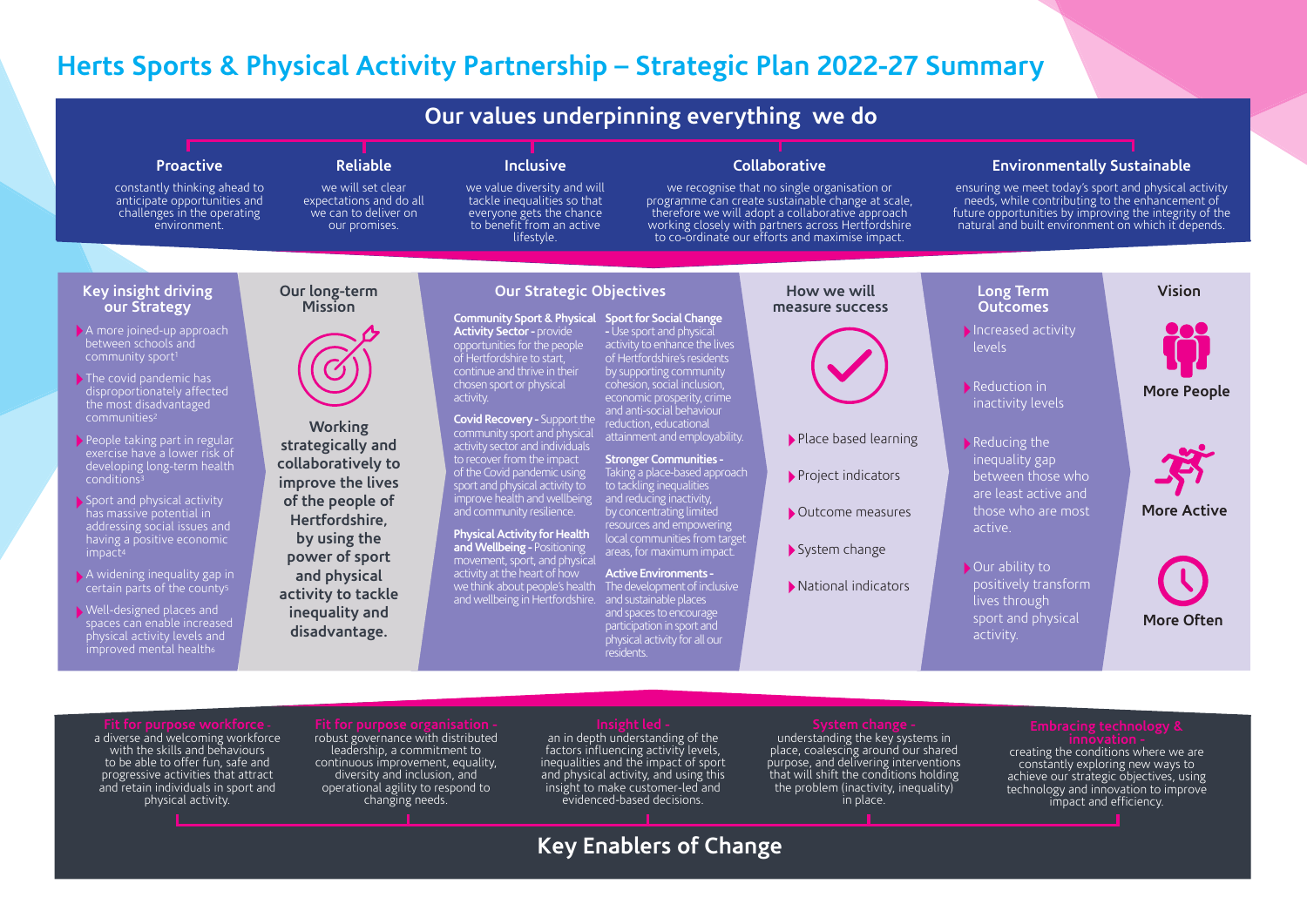# Herts Sports & Physical Activity Partnership – Strategic Plan 2022-27 Summary

## Our values underpinning everything we do

### Proactive
constantly thinking ahead to anticipate opportunities and challenges in the operating environment.

### Reliable
we will set clear expectations and do all we can to deliver on our promises.

### Inclusive
we value diversity and will tackle inequalities so that everyone gets the chance to benefit from an active lifestyle.

### Collaborative
we recognise that no single organisation or programme can create sustainable change at scale, therefore we will adopt a collaborative approach working closely with partners across Hertfordshire to co-ordinate our efforts and maximise impact.

### Environmentally Sustainable
ensuring we meet today's sport and physical activity needs, while contributing to the enhancement of future opportunities by improving the integrity of the natural and built environment on which it depends.

## Key insight driving our Strategy

- A more joined-up approach between schools and community sport[1]
- The covid pandemic has disproportionally affected the most disadvantaged communities[2]
- People taking part in regular exercise have a lower risk of developing long-term health conditions[3]
- Sport and physical activity has massive potential in addressing social issues and having a positive economic impact[4]
- A widening inequality gap in certain parts of the county[5]
- Well-designed places and spaces can enable increased physical activity levels and improved mental health[6]

## Our long-term Mission

**Working strategically and collaboratively to improve the lives of the people of Hertfordshire, by using the power of sport and physical activity to tackle inequality and disadvantage.**

## Our Strategic Objectives

**Community Sport & Physical Activity Sector -** provide opportunities for the people of Hertfordshire to start, continue and thrive in their chosen sport or physical activity.

**Covid Recovery -** Support the community sport and physical activity sector and individuals to recover from the impact of the Covid pandemic using sport and physical activity to improve health and wellbeing and community resilience.

**Physical Activity for Health and Wellbeing -** Positioning movement, sport, and physical activity at the heart of how we think about people's health and wellbeing in Hertfordshire.

**Sport for Social Change -** Use sport and physical activity to enhance the lives of Hertfordshire's residents by supporting community cohesion, social inclusion, economic prosperity, crime and anti-social behaviour reduction, educational attainment and employability.

**Stronger Communities -** Taking a place-based approach to tackling inequalities and reducing inactivity, by concentrating limited resources and empowering local communities from target areas, for maximum impact.

**Active Environments -** The development of inclusive and sustainable places and spaces to encourage participation in sport and physical activity for all our residents.

## How we will measure success

- Place based learning
- Project indicators
- Outcome measures
- System change
- National indicators

## Long Term Outcomes

- Increased activity levels
- Reduction in inactivity levels
- Reducing the inequality gap between those who are least active and those who are most active.
- Our ability to positively transform lives through sport and physical activity.

## Vision

- More People
- More Active
- More Often

## Key Enablers of Change

**Fit for purpose workforce -** a diverse and welcoming workforce with the skills and behaviours to be able to offer fun, safe and progressive activities that attract and retain individuals in sport and physical activity.

**Fit for purpose organisation -** robust governance with distributed leadership, a commitment to continuous improvement, equality, diversity and inclusion, and operational agility to respond to changing needs.

**Insight led -** an in depth understanding of the factors influencing activity levels, inequalities and the impact of sport and physical activity, and using this insight to make customer-led and evidenced-based decisions.

**System change -** understanding the key systems in place, coalescing around our shared purpose, and delivering interventions that will shift the conditions holding the problem (inactivity, inequality) in place.

**Embracing technology & innovation -** creating the conditions where we are constantly exploring new ways to achieve our strategic objectives, using technology and innovation to improve impact and efficiency.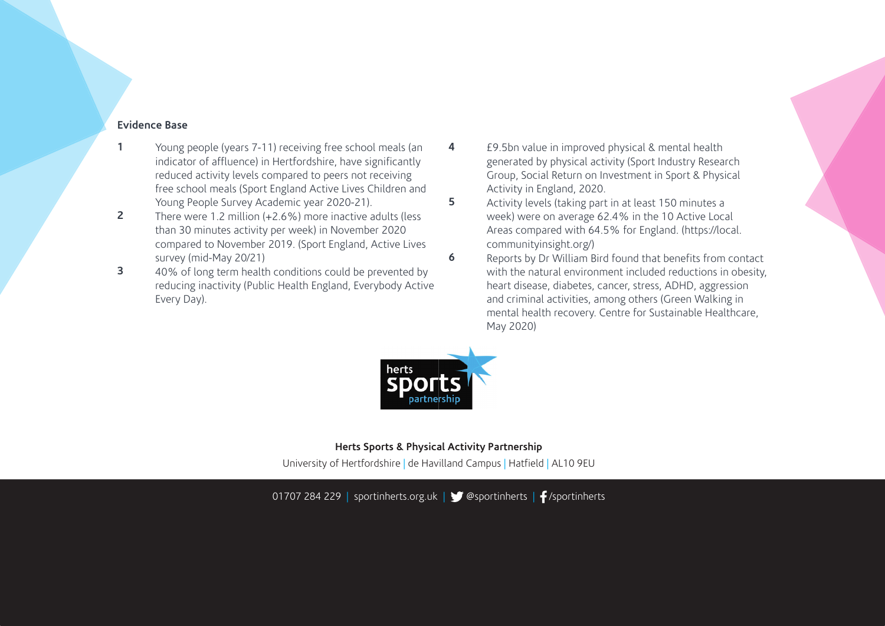### Evidence Base

1. Young people (years 7-11) receiving free school meals (an indicator of affluence) in Hertfordshire, have significantly reduced activity levels compared to peers not receiving free school meals (Sport England Active Lives Children and Young People Survey Academic year 2020-21).
2. There were 1.2 million (+2.6%) more inactive adults (less than 30 minutes activity per week) in November 2020 compared to November 2019. (Sport England, Active Lives survey (mid-May 20/21)
3. 40% of long term health conditions could be prevented by reducing inactivity (Public Health England, Everybody Active Every Day).
4. £9.5bn value in improved physical & mental health generated by physical activity (Sport Industry Research Group, Social Return on Investment in Sport & Physical Activity in England, 2020.
5. Activity levels (taking part in at least 150 minutes a week) were on average 62.4% in the 10 Active Local Areas compared with 64.5% for England. (https://local.communityinsight.org/)
6. Reports by Dr William Bird found that benefits from contact with the natural environment included reductions in obesity, heart disease, diabetes, cancer, stress, ADHD, aggression and criminal activities, among others (Green Walking in mental health recovery. Centre for Sustainable Healthcare, May 2020)

herts sports partnership

**Herts Sports & Physical Activity Partnership**

University of Hertfordshire | de Havilland Campus | Hatfield | AL10 9EU

01707 284 229 | sportinherts.org.uk | @sportinherts | /sportinherts